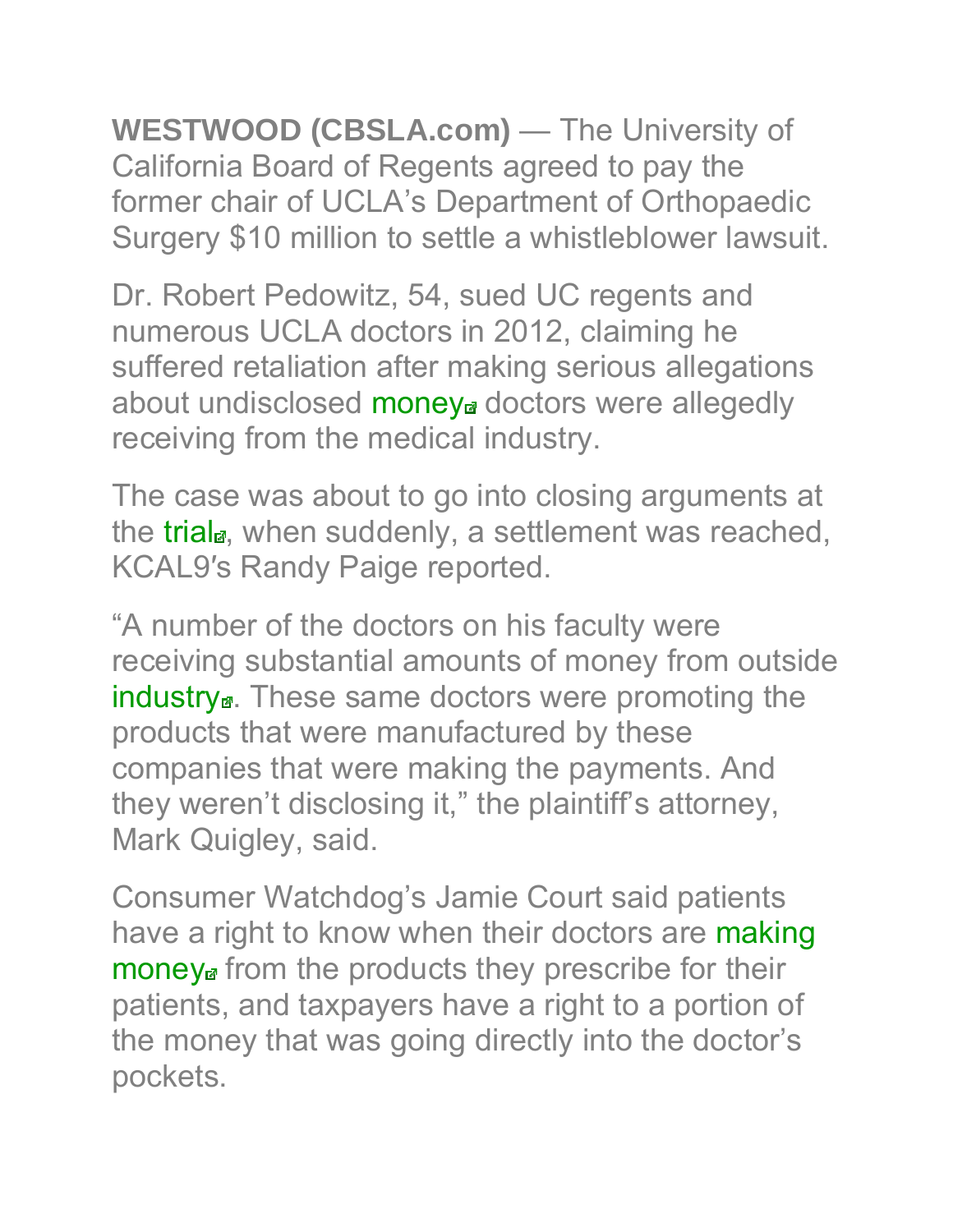**WESTWOOD (CBSLA.com)** — The University of California Board of Regents agreed to pay the former chair of UCLA's Department of Orthopaedic Surgery $10 million to settle a whistleblower lawsuit.

Dr. Robert Pedowitz, 54, sued UC regents and numerous UCLA doctors in 2012, claiming he suffered retaliation after making serious allegations about undisclosed money doctors were allegedly receiving from the medical industry.

The case was about to go into closing arguments at the trial, when suddenly, a settlement was reached, KCAL9′s Randy Paige reported.

"A number of the doctors on his faculty were receiving substantial amounts of money from outside industry. These same doctors were promoting the products that were manufactured by these companies that were making the payments. And they weren't disclosing it," the plaintiff's attorney, Mark Quigley, said.

Consumer Watchdog's Jamie Court said patients have a right to know when their doctors are making money from the products they prescribe for their patients, and taxpayers have a right to a portion of the money that was going directly into the doctor's pockets.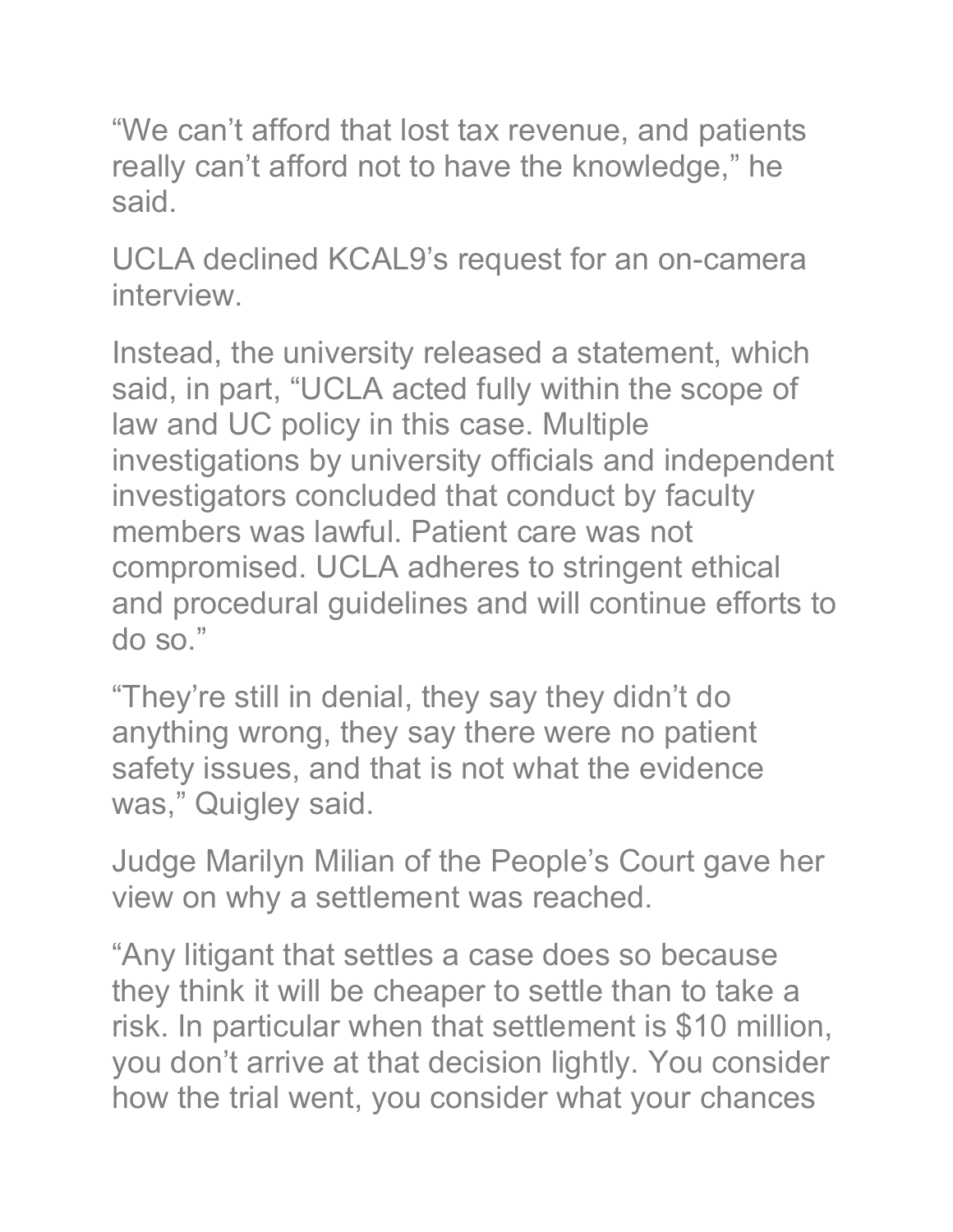“We can’t afford that lost tax revenue, and patients really can’t afford not to have the knowledge,” he said.

UCLA declined KCAL9’s request for an on-camera interview.

Instead, the university released a statement, which said, in part, “UCLA acted fully within the scope of law and UC policy in this case. Multiple investigations by university officials and independent investigators concluded that conduct by faculty members was lawful. Patient care was not compromised. UCLA adheres to stringent ethical and procedural guidelines and will continue efforts to do so.”

“They’re still in denial, they say they didn’t do anything wrong, they say there were no patient safety issues, and that is not what the evidence was,” Quigley said.

Judge Marilyn Milian of the People’s Court gave her view on why a settlement was reached.

“Any litigant that settles a case does so because they think it will be cheaper to settle than to take a risk. In particular when that settlement is $10 million, you don’t arrive at that decision lightly. You consider how the trial went, you consider what your chances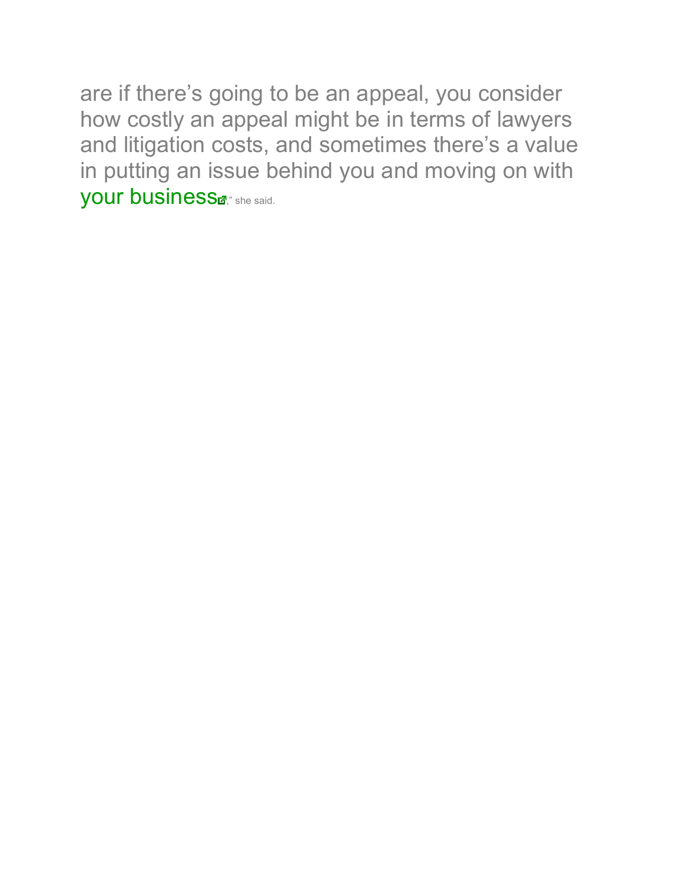are if there's going to be an appeal, you consider how costly an appeal might be in terms of lawyers and litigation costs, and sometimes there's a value in putting an issue behind you and moving on with your business," she said.